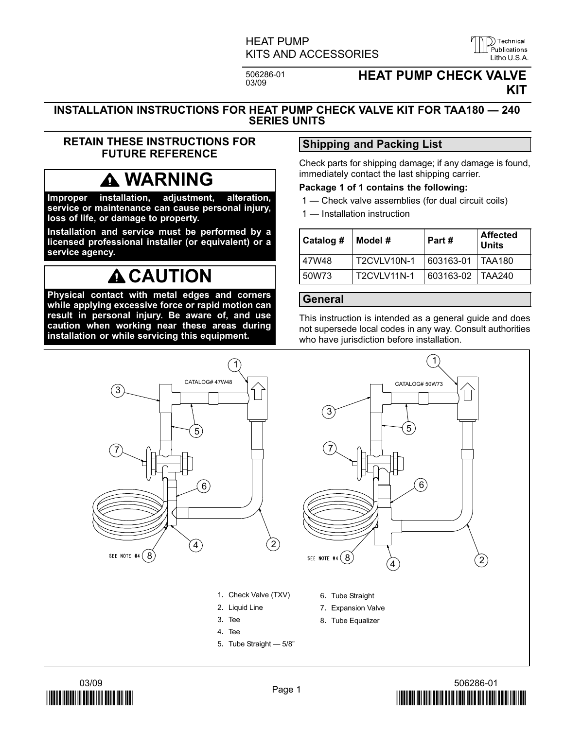HEAT PUMP
KITS AND ACCESSORIES

506286-01
03/09

# HEAT PUMP CHECK VALVE KIT

## INSTALLATION INSTRUCTIONS FOR HEAT PUMP CHECK VALVE KIT FOR TAA180 — 240 SERIES UNITS

**RETAIN THESE INSTRUCTIONS FOR FUTURE REFERENCE**

### ⚠ WARNING

**Improper installation, adjustment, alteration, service or maintenance can cause personal injury, loss of life, or damage to property.**

**Installation and service must be performed by a licensed professional installer (or equivalent) or a service agency.**

### ⚠ CAUTION

**Physical contact with metal edges and corners while applying excessive force or rapid motion can result in personal injury. Be aware of, and use caution when working near these areas during installation or while servicing this equipment.**

## Shipping and Packing List

Check parts for shipping damage; if any damage is found, immediately contact the last shipping carrier.

**Package 1 of 1 contains the following:**

1 — Check valve assemblies (for dual circuit coils)

1 — Installation instruction

| Catalog # | Model # | Part # | Affected Units |
|---|---|---|---|
| 47W48 | T2CVLV10N-1 | 603163-01 | TAA180 |
| 50W73 | T2CVLV11N-1 | 603163-02 | TAA240 |

## General

This instruction is intended as a general guide and does not supersede local codes in any way. Consult authorities who have jurisdiction before installation.

CATALOG# 47W48

CATALOG# 50W73

SEE NOTE #4

1. Check Valve (TXV)
2. Liquid Line
3. Tee
4. Tee
5. Tube Straight — 5/8”
6. Tube Straight
7. Expansion Valve
8. Tube Equalizer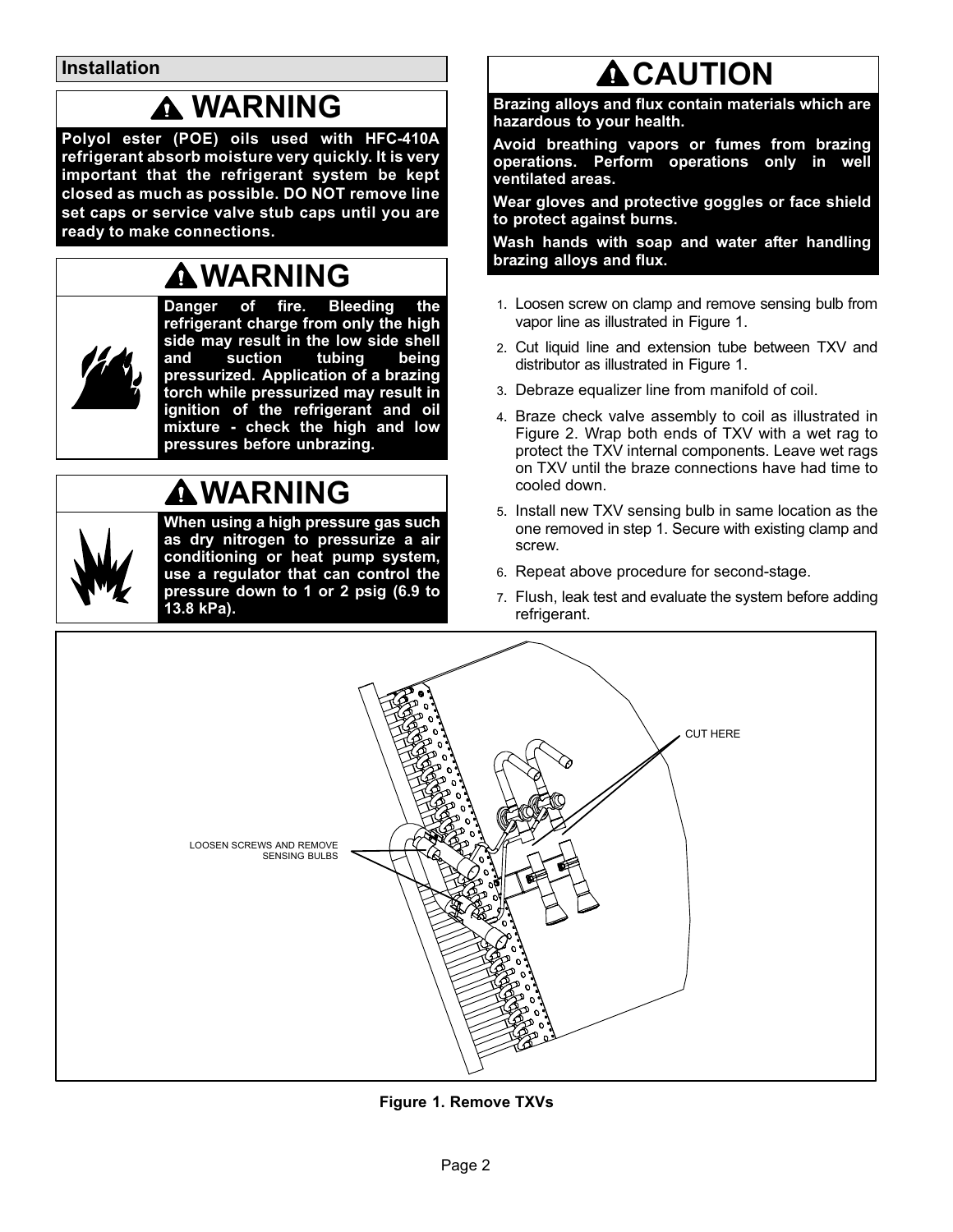## Installation

**⚠ WARNING**

**Polyol ester (POE) oils used with HFC-410A refrigerant absorb moisture very quickly. It is very important that the refrigerant system be kept closed as much as possible. DO NOT remove line set caps or service valve stub caps until you are ready to make connections.**

**⚠ WARNING**

**Danger of fire. Bleeding the refrigerant charge from only the high side may result in the low side shell and suction tubing being pressurized. Application of a brazing torch while pressurized may result in ignition of the refrigerant and oil mixture - check the high and low pressures before unbrazing.**

**⚠ WARNING**

**When using a high pressure gas such as dry nitrogen to pressurize a air conditioning or heat pump system, use a regulator that can control the pressure down to 1 or 2 psig (6.9 to 13.8 kPa).**

**⚠ CAUTION**

**Brazing alloys and flux contain materials which are hazardous to your health.**

**Avoid breathing vapors or fumes from brazing operations. Perform operations only in well ventilated areas.**

**Wear gloves and protective goggles or face shield to protect against burns.**

**Wash hands with soap and water after handling brazing alloys and flux.**

1. Loosen screw on clamp and remove sensing bulb from vapor line as illustrated in Figure 1.
2. Cut liquid line and extension tube between TXV and distributor as illustrated in Figure 1.
3. Debraze equalizer line from manifold of coil.
4. Braze check valve assembly to coil as illustrated in Figure 2. Wrap both ends of TXV with a wet rag to protect the TXV internal components. Leave wet rags on TXV until the braze connections have had time to cooled down.
5. Install new TXV sensing bulb in same location as the one removed in step 1. Secure with existing clamp and screw.
6. Repeat above procedure for second-stage.
7. Flush, leak test and evaluate the system before adding refrigerant.

CUT HERE

LOOSEN SCREWS AND REMOVE SENSING BULBS

**Figure 1. Remove TXVs**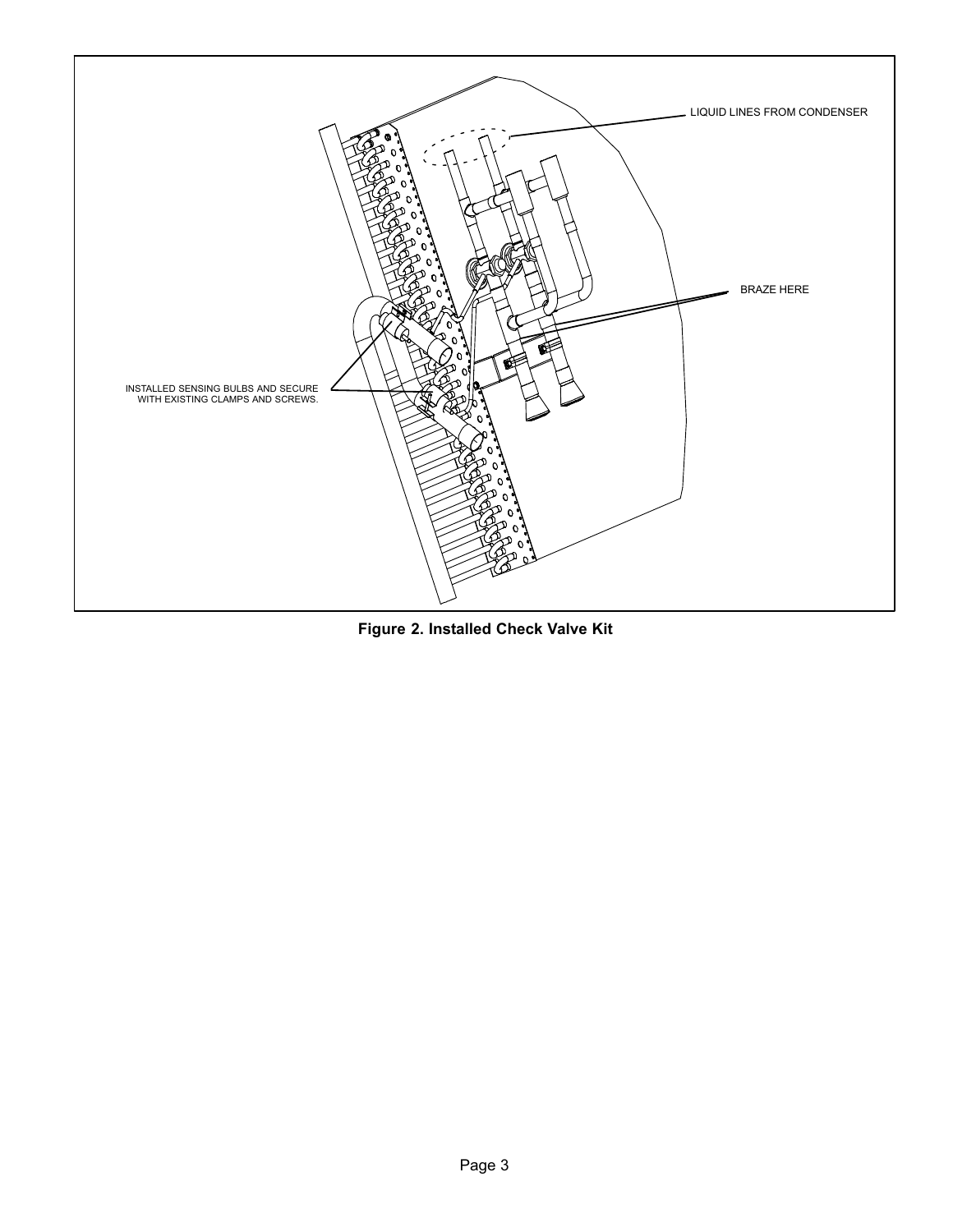LIQUID LINES FROM CONDENSER

BRAZE HERE

INSTALLED SENSING BULBS AND SECURE WITH EXISTING CLAMPS AND SCREWS.

**Figure 2. Installed Check Valve Kit**